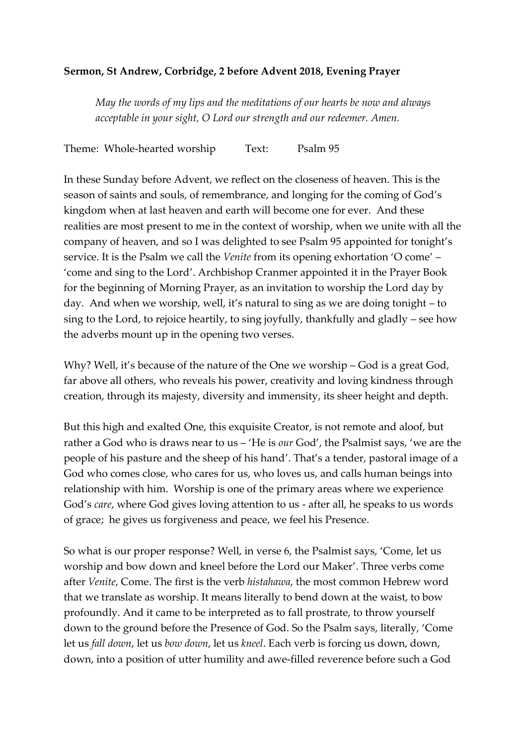**Sermon, St Andrew, Corbridge, 2 before Advent 2018, Evening Prayer**

> *May the words of my lips and the meditations of our hearts be now and always acceptable in your sight, O Lord our strength and our redeemer. Amen.*

Theme: Whole-hearted worship Text: Psalm 95

In these Sunday before Advent, we reflect on the closeness of heaven. This is the season of saints and souls, of remembrance, and longing for the coming of God's kingdom when at last heaven and earth will become one for ever. And these realities are most present to me in the context of worship, when we unite with all the company of heaven, and so I was delighted to see Psalm 95 appointed for tonight's service. It is the Psalm we call the *Venite* from its opening exhortation 'O come' – 'come and sing to the Lord'. Archbishop Cranmer appointed it in the Prayer Book for the beginning of Morning Prayer, as an invitation to worship the Lord day by day. And when we worship, well, it's natural to sing as we are doing tonight – to sing to the Lord, to rejoice heartily, to sing joyfully, thankfully and gladly – see how the adverbs mount up in the opening two verses.

Why? Well, it's because of the nature of the One we worship – God is a great God, far above all others, who reveals his power, creativity and loving kindness through creation, through its majesty, diversity and immensity, its sheer height and depth.

But this high and exalted One, this exquisite Creator, is not remote and aloof, but rather a God who is draws near to us – 'He is *our* God', the Psalmist says, 'we are the people of his pasture and the sheep of his hand'. That's a tender, pastoral image of a God who comes close, who cares for us, who loves us, and calls human beings into relationship with him. Worship is one of the primary areas where we experience God's *care*, where God gives loving attention to us - after all, he speaks to us words of grace; he gives us forgiveness and peace, we feel his Presence.

So what is our proper response? Well, in verse 6, the Psalmist says, 'Come, let us worship and bow down and kneel before the Lord our Maker'. Three verbs come after *Venite*, Come. The first is the verb *histahawa*, the most common Hebrew word that we translate as worship. It means literally to bend down at the waist, to bow profoundly. And it came to be interpreted as to fall prostrate, to throw yourself down to the ground before the Presence of God. So the Psalm says, literally, 'Come let us *fall down*, let us *bow down*, let us *kneel*. Each verb is forcing us down, down, down, into a position of utter humility and awe-filled reverence before such a God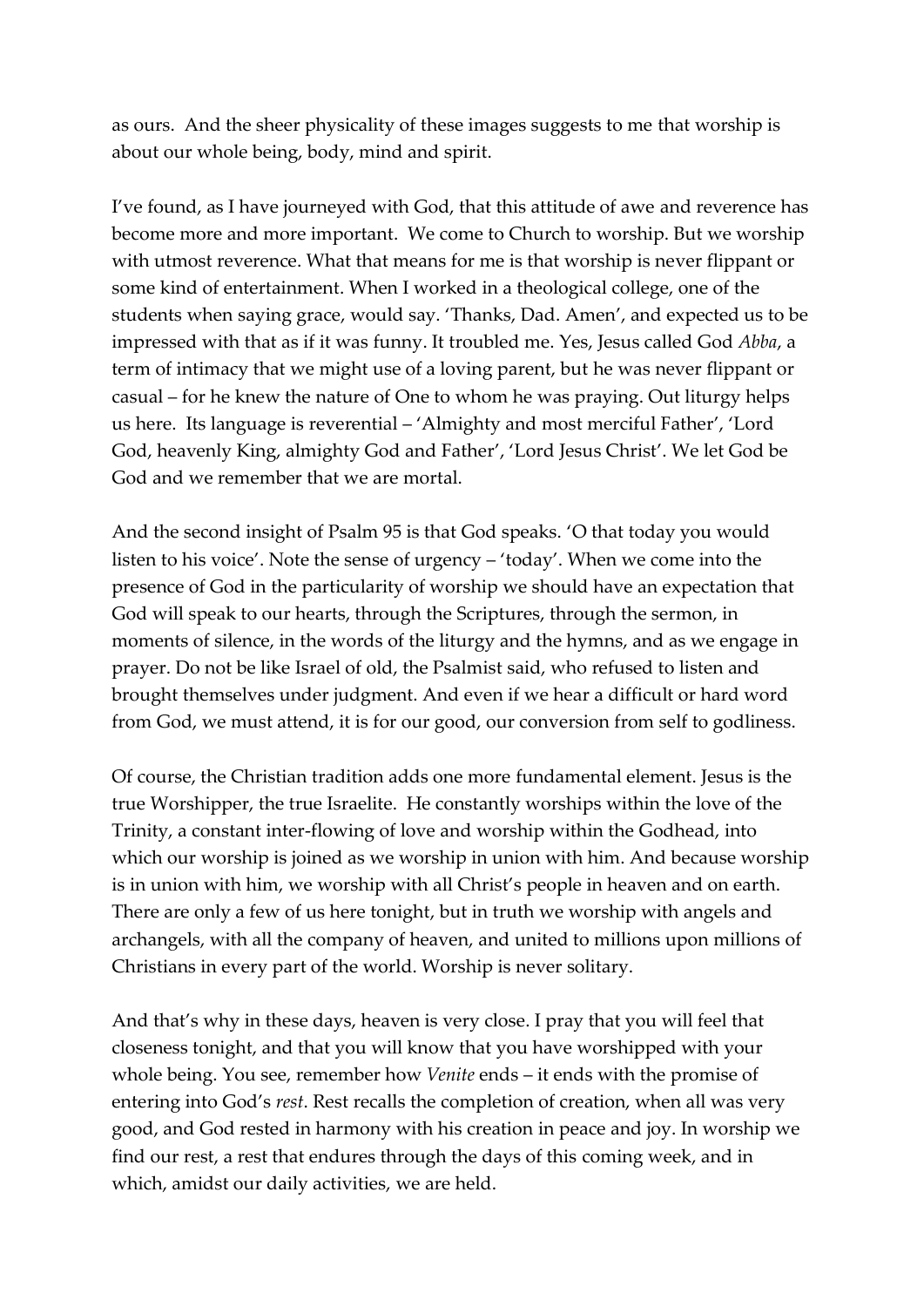as ours. And the sheer physicality of these images suggests to me that worship is about our whole being, body, mind and spirit.

I've found, as I have journeyed with God, that this attitude of awe and reverence has become more and more important. We come to Church to worship. But we worship with utmost reverence. What that means for me is that worship is never flippant or some kind of entertainment. When I worked in a theological college, one of the students when saying grace, would say. 'Thanks, Dad. Amen', and expected us to be impressed with that as if it was funny. It troubled me. Yes, Jesus called God *Abba*, a term of intimacy that we might use of a loving parent, but he was never flippant or casual – for he knew the nature of One to whom he was praying. Out liturgy helps us here. Its language is reverential – 'Almighty and most merciful Father', 'Lord God, heavenly King, almighty God and Father', 'Lord Jesus Christ'. We let God be God and we remember that we are mortal.

And the second insight of Psalm 95 is that God speaks. 'O that today you would listen to his voice'. Note the sense of urgency – 'today'. When we come into the presence of God in the particularity of worship we should have an expectation that God will speak to our hearts, through the Scriptures, through the sermon, in moments of silence, in the words of the liturgy and the hymns, and as we engage in prayer. Do not be like Israel of old, the Psalmist said, who refused to listen and brought themselves under judgment. And even if we hear a difficult or hard word from God, we must attend, it is for our good, our conversion from self to godliness.

Of course, the Christian tradition adds one more fundamental element. Jesus is the true Worshipper, the true Israelite. He constantly worships within the love of the Trinity, a constant inter-flowing of love and worship within the Godhead, into which our worship is joined as we worship in union with him. And because worship is in union with him, we worship with all Christ's people in heaven and on earth. There are only a few of us here tonight, but in truth we worship with angels and archangels, with all the company of heaven, and united to millions upon millions of Christians in every part of the world. Worship is never solitary.

And that's why in these days, heaven is very close. I pray that you will feel that closeness tonight, and that you will know that you have worshipped with your whole being. You see, remember how *Venite* ends – it ends with the promise of entering into God's *rest*. Rest recalls the completion of creation, when all was very good, and God rested in harmony with his creation in peace and joy. In worship we find our rest, a rest that endures through the days of this coming week, and in which, amidst our daily activities, we are held.